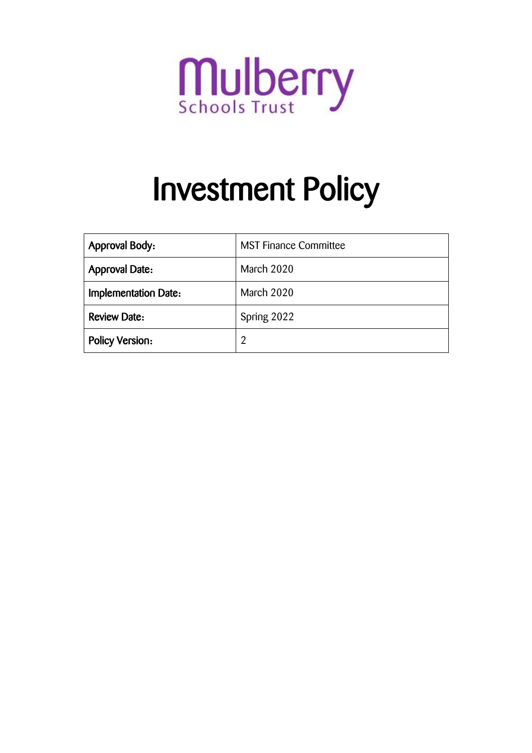Mulberry Schools Trust

# Investment Policy

| Approval Body: | MST Finance Committee |
| --- | --- |
| Approval Date: | March 2020 |
| Implementation Date: | March 2020 |
| Review Date: | Spring 2022 |
| Policy Version: | 2 |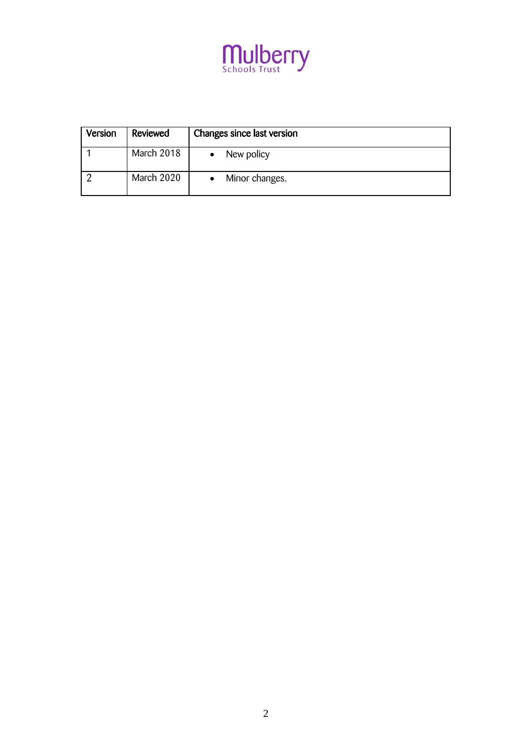Mulberry
Schools Trust

| Version | Reviewed | Changes since last version |
| --- | --- | --- |
| 1 | March 2018 | • New policy |
| 2 | March 2020 | • Minor changes. |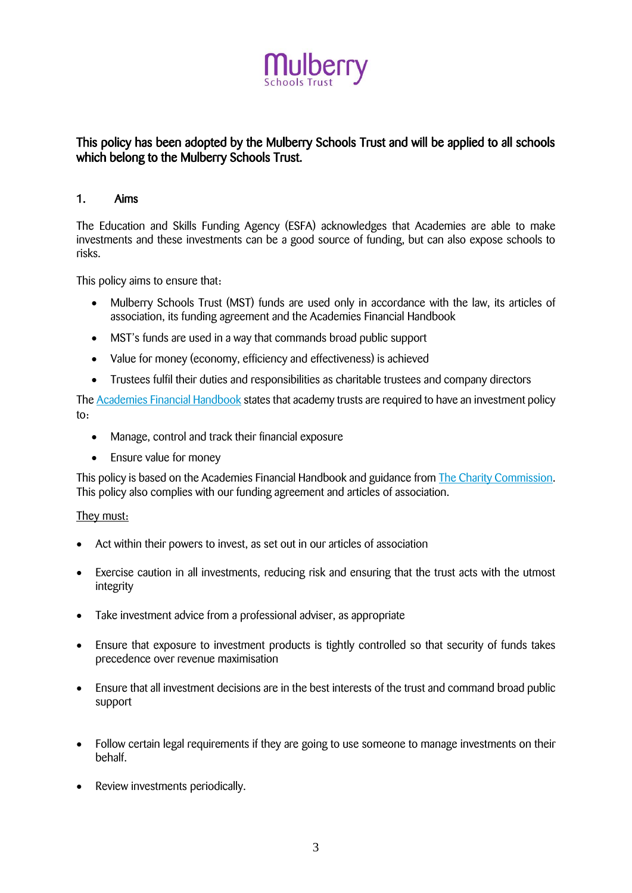Mulberry
Schools Trust

**This policy has been adopted by the Mulberry Schools Trust and will be applied to all schools which belong to the Mulberry Schools Trust.**

## 1. Aims

The Education and Skills Funding Agency (ESFA) acknowledges that Academies are able to make investments and these investments can be a good source of funding, but can also expose schools to risks.

This policy aims to ensure that:

- Mulberry Schools Trust (MST) funds are used only in accordance with the law, its articles of association, its funding agreement and the Academies Financial Handbook
- MST's funds are used in a way that commands broad public support
- Value for money (economy, efficiency and effectiveness) is achieved
- Trustees fulfil their duties and responsibilities as charitable trustees and company directors

The Academies Financial Handbook states that academy trusts are required to have an investment policy to:

- Manage, control and track their financial exposure
- Ensure value for money

This policy is based on the Academies Financial Handbook and guidance from The Charity Commission. This policy also complies with our funding agreement and articles of association.

<u>They must:</u>

- Act within their powers to invest, as set out in our articles of association
- Exercise caution in all investments, reducing risk and ensuring that the trust acts with the utmost integrity
- Take investment advice from a professional adviser, as appropriate
- Ensure that exposure to investment products is tightly controlled so that security of funds takes precedence over revenue maximisation
- Ensure that all investment decisions are in the best interests of the trust and command broad public support
- Follow certain legal requirements if they are going to use someone to manage investments on their behalf.
- Review investments periodically.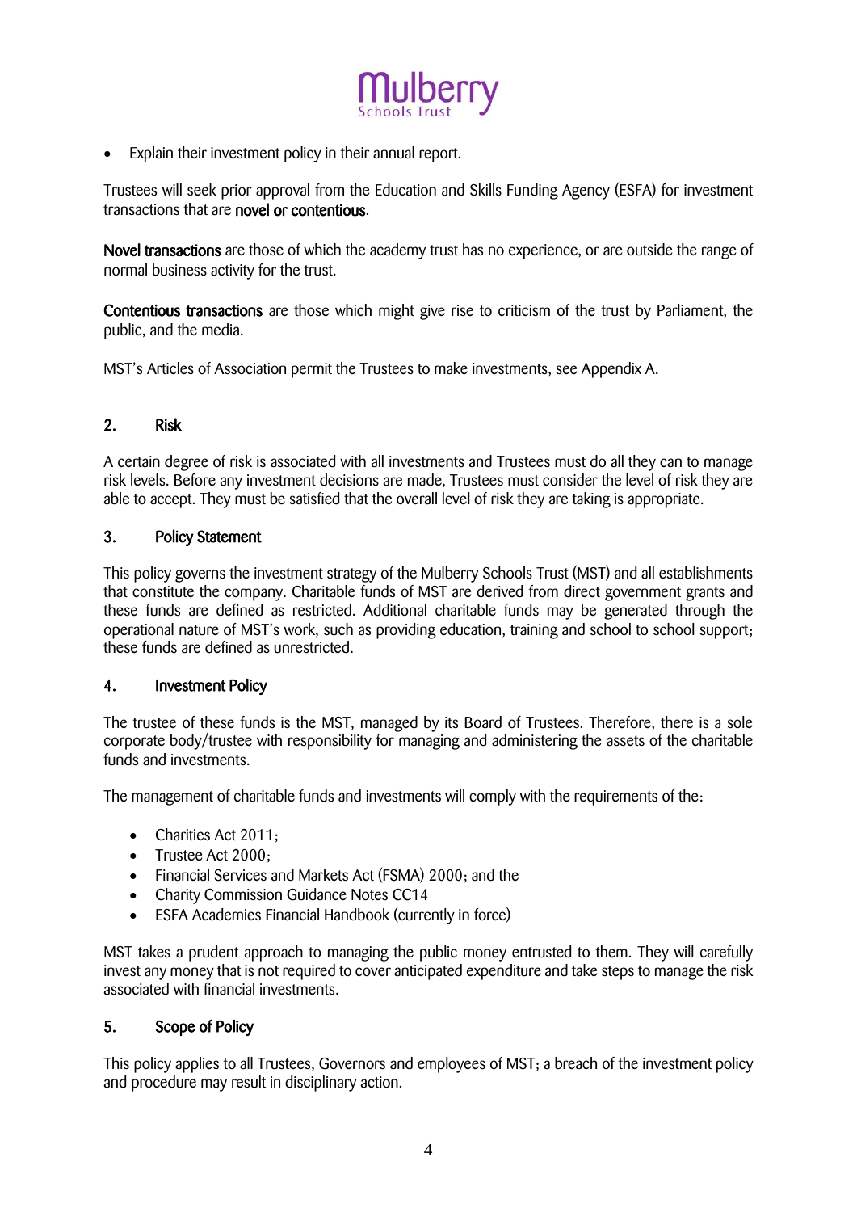- Explain their investment policy in their annual report.

Trustees will seek prior approval from the Education and Skills Funding Agency (ESFA) for investment transactions that are **novel or contentious**.

**Novel transactions** are those of which the academy trust has no experience, or are outside the range of normal business activity for the trust.

**Contentious transactions** are those which might give rise to criticism of the trust by Parliament, the public, and the media.

MST's Articles of Association permit the Trustees to make investments, see Appendix A.

## 2. Risk

A certain degree of risk is associated with all investments and Trustees must do all they can to manage risk levels. Before any investment decisions are made, Trustees must consider the level of risk they are able to accept. They must be satisfied that the overall level of risk they are taking is appropriate.

## 3. Policy Statement

This policy governs the investment strategy of the Mulberry Schools Trust (MST) and all establishments that constitute the company. Charitable funds of MST are derived from direct government grants and these funds are defined as restricted. Additional charitable funds may be generated through the operational nature of MST's work, such as providing education, training and school to school support; these funds are defined as unrestricted.

## 4. Investment Policy

The trustee of these funds is the MST, managed by its Board of Trustees. Therefore, there is a sole corporate body/trustee with responsibility for managing and administering the assets of the charitable funds and investments.

The management of charitable funds and investments will comply with the requirements of the:

- Charities Act 2011;
- Trustee Act 2000;
- Financial Services and Markets Act (FSMA) 2000; and the
- Charity Commission Guidance Notes CC14
- ESFA Academies Financial Handbook (currently in force)

MST takes a prudent approach to managing the public money entrusted to them. They will carefully invest any money that is not required to cover anticipated expenditure and take steps to manage the risk associated with financial investments.

## 5. Scope of Policy

This policy applies to all Trustees, Governors and employees of MST; a breach of the investment policy and procedure may result in disciplinary action.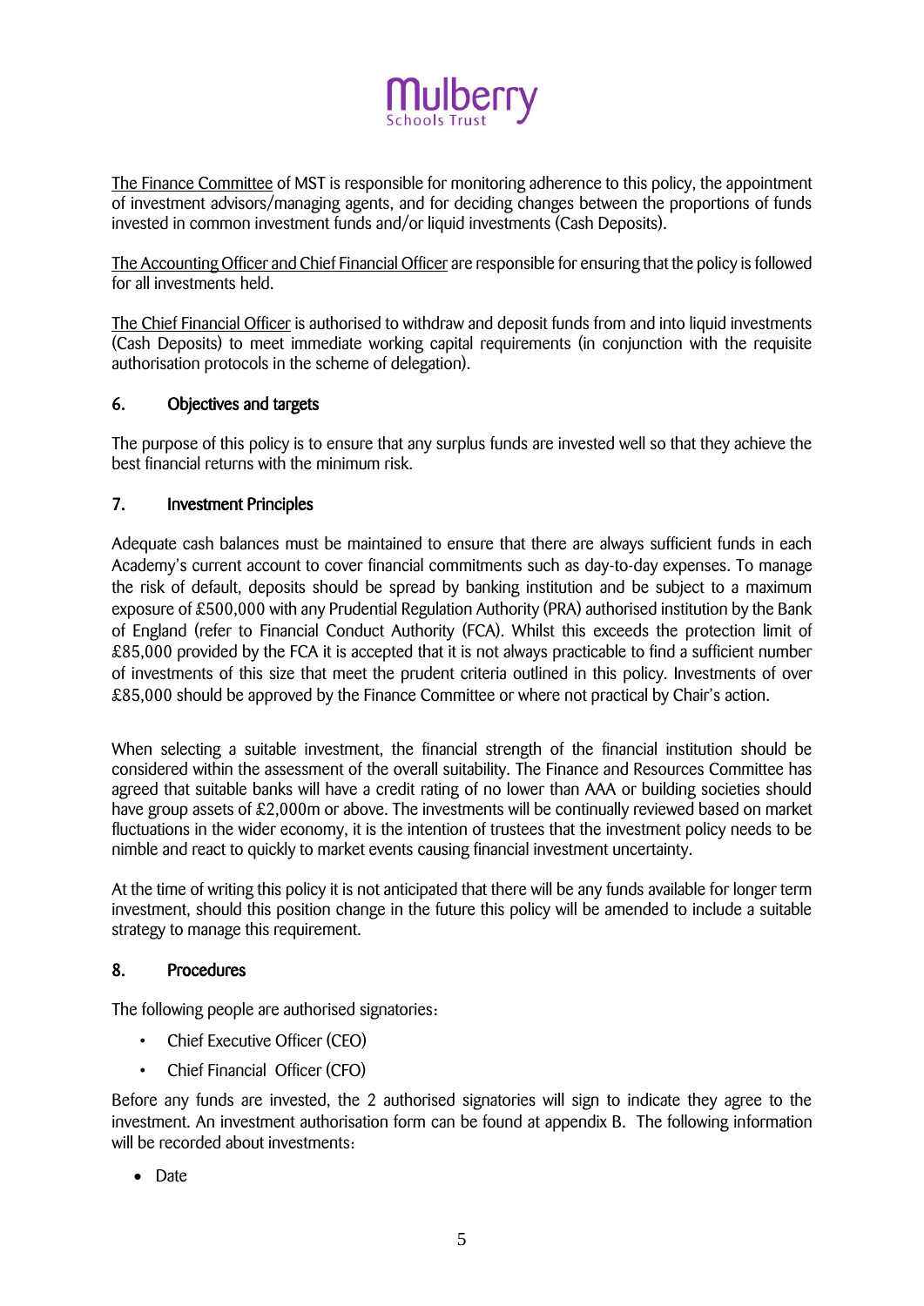The Finance Committee of MST is responsible for monitoring adherence to this policy, the appointment of investment advisors/managing agents, and for deciding changes between the proportions of funds invested in common investment funds and/or liquid investments (Cash Deposits).

The Accounting Officer and Chief Financial Officer are responsible for ensuring that the policy is followed for all investments held.

The Chief Financial Officer is authorised to withdraw and deposit funds from and into liquid investments (Cash Deposits) to meet immediate working capital requirements (in conjunction with the requisite authorisation protocols in the scheme of delegation).

## 6. Objectives and targets

The purpose of this policy is to ensure that any surplus funds are invested well so that they achieve the best financial returns with the minimum risk.

## 7. Investment Principles

Adequate cash balances must be maintained to ensure that there are always sufficient funds in each Academy's current account to cover financial commitments such as day-to-day expenses. To manage the risk of default, deposits should be spread by banking institution and be subject to a maximum exposure of £500,000 with any Prudential Regulation Authority (PRA) authorised institution by the Bank of England (refer to Financial Conduct Authority (FCA). Whilst this exceeds the protection limit of £85,000 provided by the FCA it is accepted that it is not always practicable to find a sufficient number of investments of this size that meet the prudent criteria outlined in this policy. Investments of over £85,000 should be approved by the Finance Committee or where not practical by Chair's action.

When selecting a suitable investment, the financial strength of the financial institution should be considered within the assessment of the overall suitability. The Finance and Resources Committee has agreed that suitable banks will have a credit rating of no lower than AAA or building societies should have group assets of £2,000m or above. The investments will be continually reviewed based on market fluctuations in the wider economy, it is the intention of trustees that the investment policy needs to be nimble and react to quickly to market events causing financial investment uncertainty.

At the time of writing this policy it is not anticipated that there will be any funds available for longer term investment, should this position change in the future this policy will be amended to include a suitable strategy to manage this requirement.

## 8. Procedures

The following people are authorised signatories:

- Chief Executive Officer (CEO)
- Chief Financial Officer (CFO)

Before any funds are invested, the 2 authorised signatories will sign to indicate they agree to the investment. An investment authorisation form can be found at appendix B. The following information will be recorded about investments:

- Date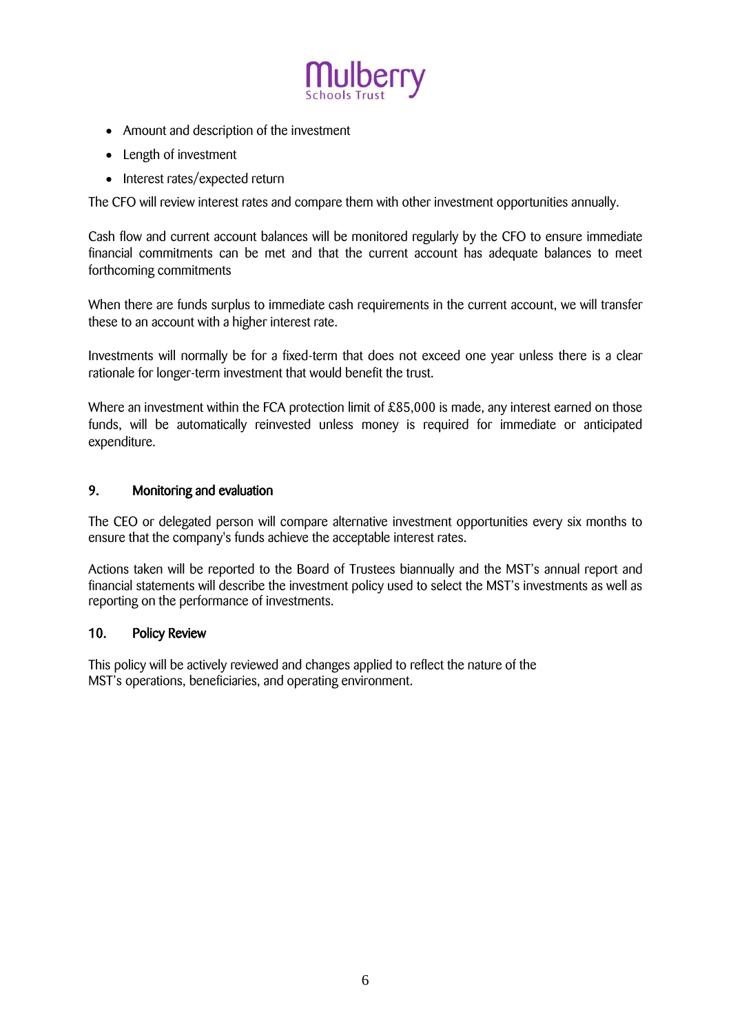- Amount and description of the investment
- Length of investment
- Interest rates/expected return

The CFO will review interest rates and compare them with other investment opportunities annually.

Cash flow and current account balances will be monitored regularly by the CFO to ensure immediate financial commitments can be met and that the current account has adequate balances to meet forthcoming commitments

When there are funds surplus to immediate cash requirements in the current account, we will transfer these to an account with a higher interest rate.

Investments will normally be for a fixed-term that does not exceed one year unless there is a clear rationale for longer-term investment that would benefit the trust.

Where an investment within the FCA protection limit of £85,000 is made, any interest earned on those funds, will be automatically reinvested unless money is required for immediate or anticipated expenditure.

## 9. Monitoring and evaluation

The CEO or delegated person will compare alternative investment opportunities every six months to ensure that the company's funds achieve the acceptable interest rates.

Actions taken will be reported to the Board of Trustees biannually and the MST's annual report and financial statements will describe the investment policy used to select the MST's investments as well as reporting on the performance of investments.

## 10. Policy Review

This policy will be actively reviewed and changes applied to reflect the nature of the MST's operations, beneficiaries, and operating environment.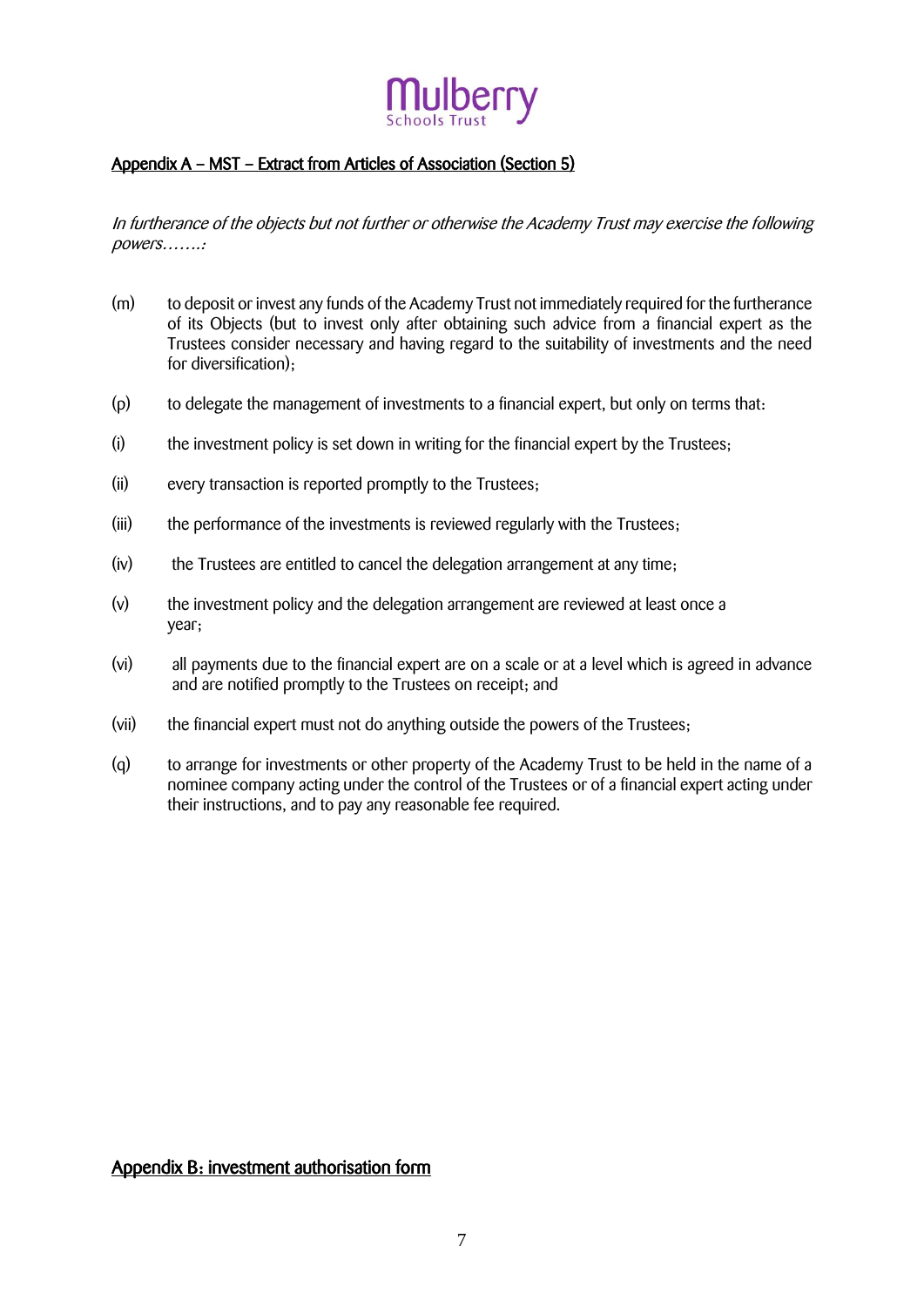## Appendix A – MST – Extract from Articles of Association (Section 5)

*In furtherance of the objects but not further or otherwise the Academy Trust may exercise the following powers…….:*

(m) to deposit or invest any funds of the Academy Trust not immediately required for the furtherance of its Objects (but to invest only after obtaining such advice from a financial expert as the Trustees consider necessary and having regard to the suitability of investments and the need for diversification);

(p) to delegate the management of investments to a financial expert, but only on terms that:

(i) the investment policy is set down in writing for the financial expert by the Trustees;

(ii) every transaction is reported promptly to the Trustees;

(iii) the performance of the investments is reviewed regularly with the Trustees;

(iv) the Trustees are entitled to cancel the delegation arrangement at any time;

(v) the investment policy and the delegation arrangement are reviewed at least once a year;

(vi) all payments due to the financial expert are on a scale or at a level which is agreed in advance and are notified promptly to the Trustees on receipt; and

(vii) the financial expert must not do anything outside the powers of the Trustees;

(q) to arrange for investments or other property of the Academy Trust to be held in the name of a nominee company acting under the control of the Trustees or of a financial expert acting under their instructions, and to pay any reasonable fee required.

## Appendix B: investment authorisation form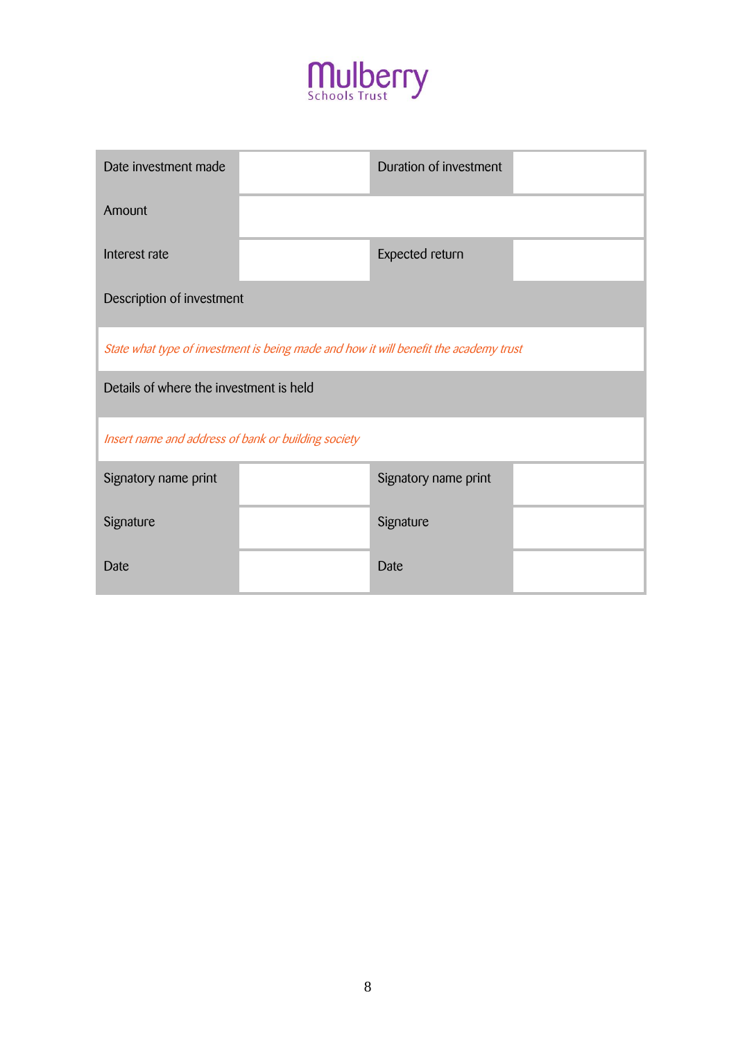Mulberry
Schools Trust

| | | | |
|---|---|---|---|
| Date investment made | | Duration of investment | |
| Amount | | | |
| Interest rate | | Expected return | |
| Description of investment | | | |
| *State what type of investment is being made and how it will benefit the academy trust* | | | |
| Details of where the investment is held | | | |
| *Insert name and address of bank or building society* | | | |
| Signatory name print | | Signatory name print | |
| Signature | | Signature | |
| Date | | Date | |